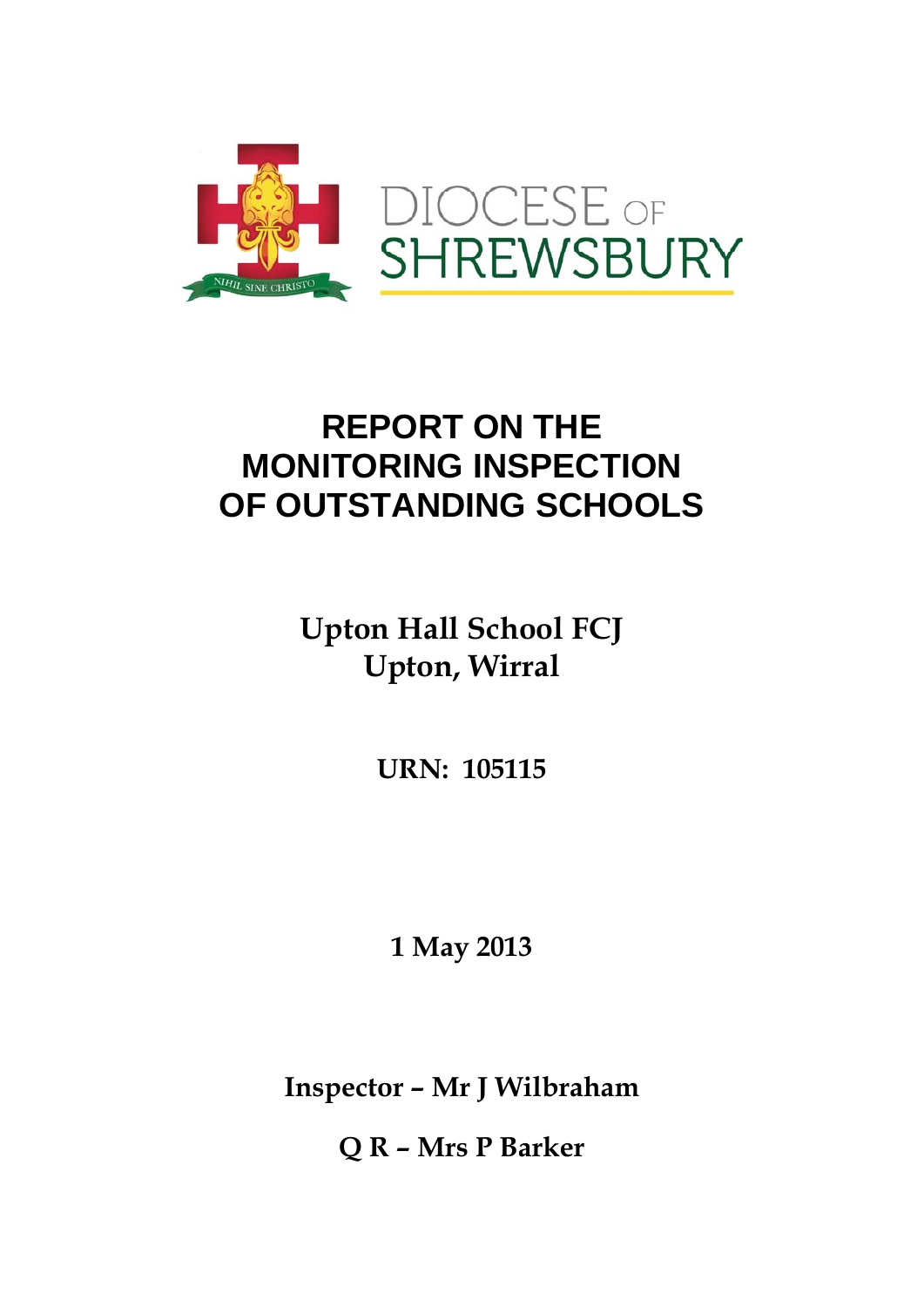DIOCESE OF SHREWSBURY

NIHIL SINE CHRISTO

# REPORT ON THE MONITORING INSPECTION OF OUTSTANDING SCHOOLS

**Upton Hall School FCJ**
**Upton, Wirral**

**URN: 105115**

**1 May 2013**

**Inspector – Mr J Wilbraham**

**Q R – Mrs P Barker**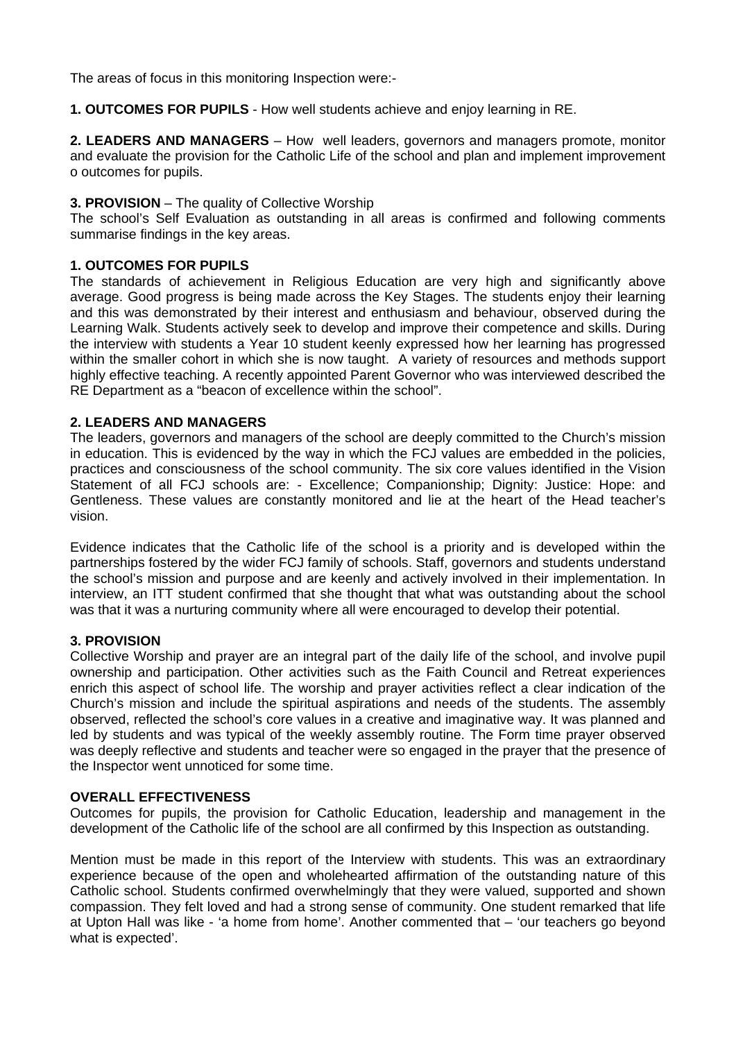The areas of focus in this monitoring Inspection were:-

**1. OUTCOMES FOR PUPILS** - How well students achieve and enjoy learning in RE.

**2. LEADERS AND MANAGERS** – How well leaders, governors and managers promote, monitor and evaluate the provision for the Catholic Life of the school and plan and implement improvement o outcomes for pupils.

**3. PROVISION** – The quality of Collective Worship
The school's Self Evaluation as outstanding in all areas is confirmed and following comments summarise findings in the key areas.

**1. OUTCOMES FOR PUPILS**
The standards of achievement in Religious Education are very high and significantly above average. Good progress is being made across the Key Stages. The students enjoy their learning and this was demonstrated by their interest and enthusiasm and behaviour, observed during the Learning Walk. Students actively seek to develop and improve their competence and skills. During the interview with students a Year 10 student keenly expressed how her learning has progressed within the smaller cohort in which she is now taught. A variety of resources and methods support highly effective teaching. A recently appointed Parent Governor who was interviewed described the RE Department as a "beacon of excellence within the school".

**2. LEADERS AND MANAGERS**
The leaders, governors and managers of the school are deeply committed to the Church's mission in education. This is evidenced by the way in which the FCJ values are embedded in the policies, practices and consciousness of the school community. The six core values identified in the Vision Statement of all FCJ schools are: - Excellence; Companionship; Dignity: Justice: Hope: and Gentleness. These values are constantly monitored and lie at the heart of the Head teacher's vision.

Evidence indicates that the Catholic life of the school is a priority and is developed within the partnerships fostered by the wider FCJ family of schools. Staff, governors and students understand the school's mission and purpose and are keenly and actively involved in their implementation. In interview, an ITT student confirmed that she thought that what was outstanding about the school was that it was a nurturing community where all were encouraged to develop their potential.

**3. PROVISION**
Collective Worship and prayer are an integral part of the daily life of the school, and involve pupil ownership and participation. Other activities such as the Faith Council and Retreat experiences enrich this aspect of school life. The worship and prayer activities reflect a clear indication of the Church's mission and include the spiritual aspirations and needs of the students. The assembly observed, reflected the school's core values in a creative and imaginative way. It was planned and led by students and was typical of the weekly assembly routine. The Form time prayer observed was deeply reflective and students and teacher were so engaged in the prayer that the presence of the Inspector went unnoticed for some time.

**OVERALL EFFECTIVENESS**
Outcomes for pupils, the provision for Catholic Education, leadership and management in the development of the Catholic life of the school are all confirmed by this Inspection as outstanding.

Mention must be made in this report of the Interview with students. This was an extraordinary experience because of the open and wholehearted affirmation of the outstanding nature of this Catholic school. Students confirmed overwhelmingly that they were valued, supported and shown compassion. They felt loved and had a strong sense of community. One student remarked that life at Upton Hall was like - 'a home from home'. Another commented that – 'our teachers go beyond what is expected'.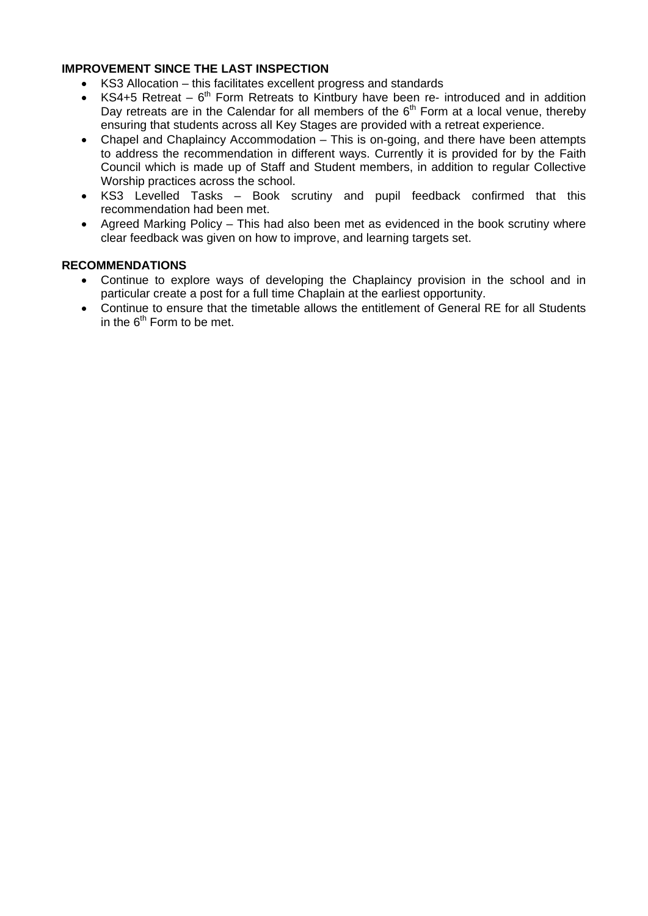**IMPROVEMENT SINCE THE LAST INSPECTION**

- KS3 Allocation – this facilitates excellent progress and standards
- KS4+5 Retreat – 6th Form Retreats to Kintbury have been re- introduced and in addition Day retreats are in the Calendar for all members of the 6th Form at a local venue, thereby ensuring that students across all Key Stages are provided with a retreat experience.
- Chapel and Chaplaincy Accommodation – This is on-going, and there have been attempts to address the recommendation in different ways. Currently it is provided for by the Faith Council which is made up of Staff and Student members, in addition to regular Collective Worship practices across the school.
- KS3 Levelled Tasks – Book scrutiny and pupil feedback confirmed that this recommendation had been met.
- Agreed Marking Policy – This had also been met as evidenced in the book scrutiny where clear feedback was given on how to improve, and learning targets set.

**RECOMMENDATIONS**

- Continue to explore ways of developing the Chaplaincy provision in the school and in particular create a post for a full time Chaplain at the earliest opportunity.
- Continue to ensure that the timetable allows the entitlement of General RE for all Students in the 6th Form to be met.